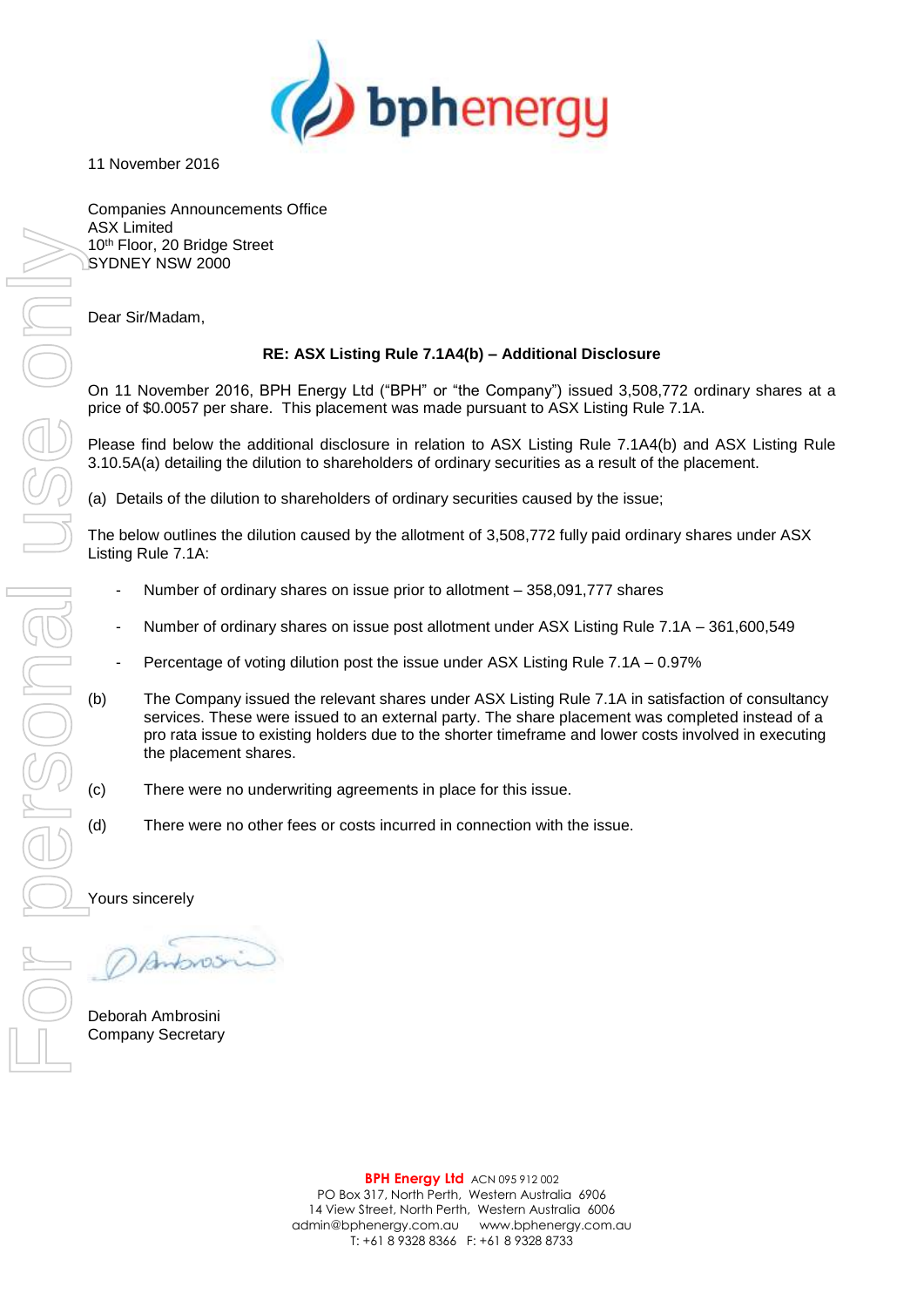11 November 2016

Companies Announcements Office
ASX Limited
10th Floor, 20 Bridge Street
SYDNEY NSW 2000

Dear Sir/Madam,

**RE: ASX Listing Rule 7.1A4(b) – Additional Disclosure**

On 11 November 2016, BPH Energy Ltd ("BPH" or "the Company") issued 3,508,772 ordinary shares at a price of $0.0057 per share. This placement was made pursuant to ASX Listing Rule 7.1A.

Please find below the additional disclosure in relation to ASX Listing Rule 7.1A4(b) and ASX Listing Rule 3.10.5A(a) detailing the dilution to shareholders of ordinary securities as a result of the placement.

(a) Details of the dilution to shareholders of ordinary securities caused by the issue;

The below outlines the dilution caused by the allotment of 3,508,772 fully paid ordinary shares under ASX Listing Rule 7.1A:

- Number of ordinary shares on issue prior to allotment – 358,091,777 shares
- Number of ordinary shares on issue post allotment under ASX Listing Rule 7.1A – 361,600,549
- Percentage of voting dilution post the issue under ASX Listing Rule 7.1A – 0.97%

(b) The Company issued the relevant shares under ASX Listing Rule 7.1A in satisfaction of consultancy services. These were issued to an external party. The share placement was completed instead of a pro rata issue to existing holders due to the shorter timeframe and lower costs involved in executing the placement shares.

(c) There were no underwriting agreements in place for this issue.

(d) There were no other fees or costs incurred in connection with the issue.

Yours sincerely

Deborah Ambrosini
Company Secretary

**BPH Energy Ltd** ACN 095 912 002
PO Box 317, North Perth, Western Australia 6906
14 View Street, North Perth, Western Australia 6006
admin@bphenergy.com.au www.bphenergy.com.au
T: +61 8 9328 8366 F: +61 8 9328 8733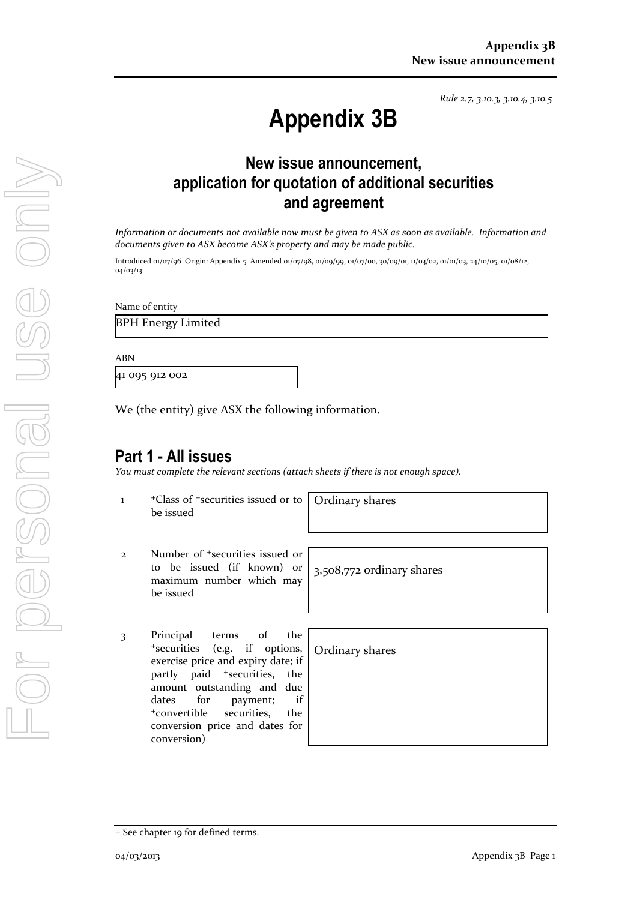Rule 2.7, 3.10.3, 3.10.4, 3.10.5

# Appendix 3B

## New issue announcement, application for quotation of additional securities and agreement

*Information or documents not available now must be given to ASX as soon as available. Information and documents given to ASX become ASX's property and may be made public.*

Introduced 01/07/96 Origin: Appendix 5 Amended 01/07/98, 01/09/99, 01/07/00, 30/09/01, 11/03/02, 01/01/03, 24/10/05, 01/08/12, 04/03/13

Name of entity

BPH Energy Limited

ABN

41 095 912 002

We (the entity) give ASX the following information.

## Part 1 - All issues

*You must complete the relevant sections (attach sheets if there is not enough space).*

| | | |
|---|---|---|
| 1 | +Class of +securities issued or to be issued | Ordinary shares |
| 2 | Number of +securities issued or to be issued (if known) or maximum number which may be issued | 3,508,772 ordinary shares |
| 3 | Principal terms of the +securities (e.g. if options, exercise price and expiry date; if partly paid +securities, the amount outstanding and due dates for payment; if +convertible securities, the conversion price and dates for conversion) | Ordinary shares |

+ See chapter 19 for defined terms.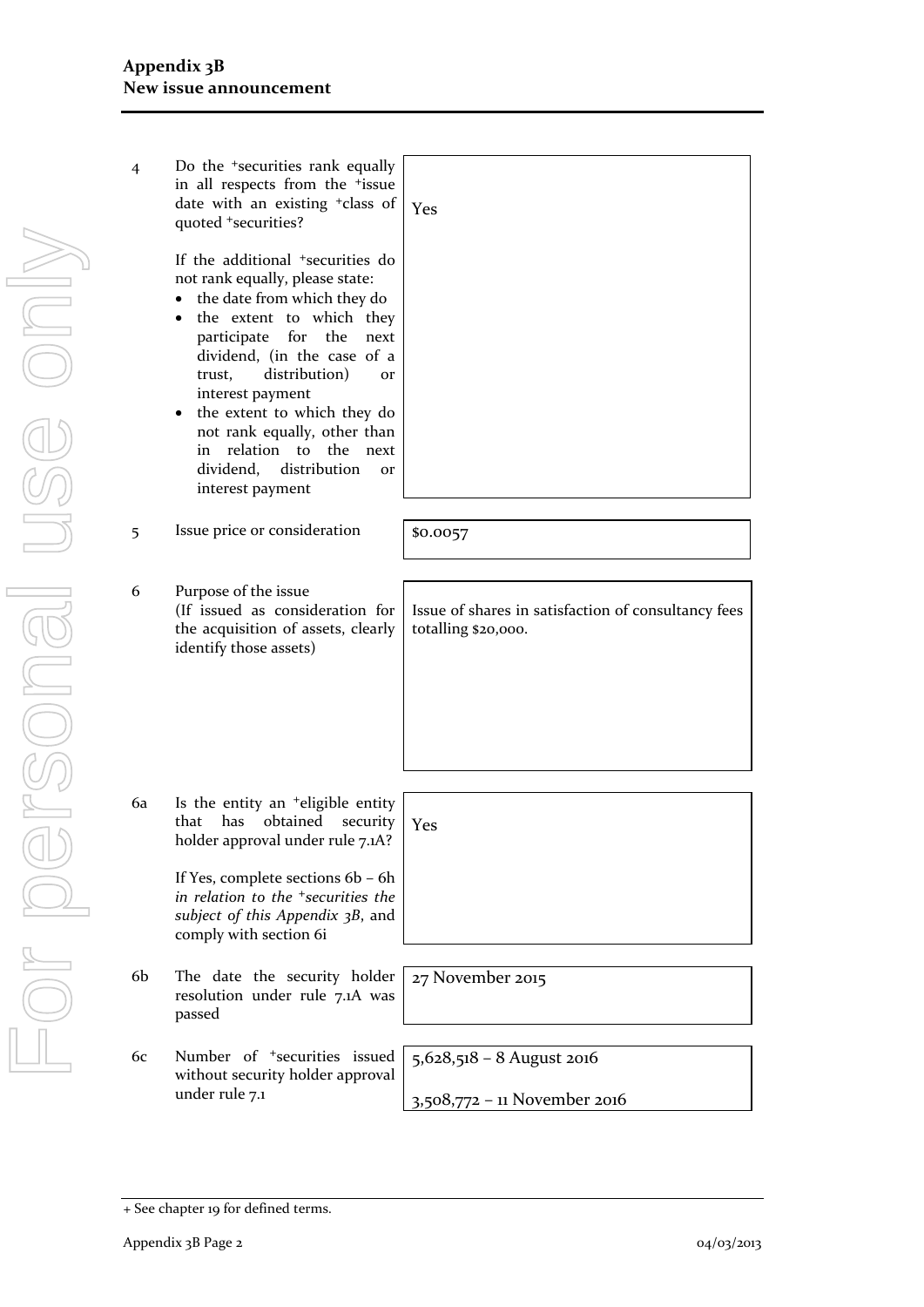| | | |
|---|---|---|
| 4 | Do the +securities rank equally in all respects from the +issue date with an existing +class of quoted +securities?<br><br>If the additional +securities do not rank equally, please state:<br>• the date from which they do<br>• the extent to which they participate for the next dividend, (in the case of a trust, distribution) or interest payment<br>• the extent to which they do not rank equally, other than in relation to the next dividend, distribution or interest payment | Yes |
| 5 | Issue price or consideration | $0.0057 |
| 6 | Purpose of the issue<br>(If issued as consideration for the acquisition of assets, clearly identify those assets) | Issue of shares in satisfaction of consultancy fees totalling $20,000. |
| 6a | Is the entity an +eligible entity that has obtained security holder approval under rule 7.1A?<br><br>If Yes, complete sections 6b – 6h *in relation to the +securities the subject of this Appendix 3B*, and comply with section 6i | Yes |
| 6b | The date the security holder resolution under rule 7.1A was passed | 27 November 2015 |
| 6c | Number of +securities issued without security holder approval under rule 7.1 | 5,628,518 – 8 August 2016<br><br>3,508,772 – 11 November 2016 |

+ See chapter 19 for defined terms.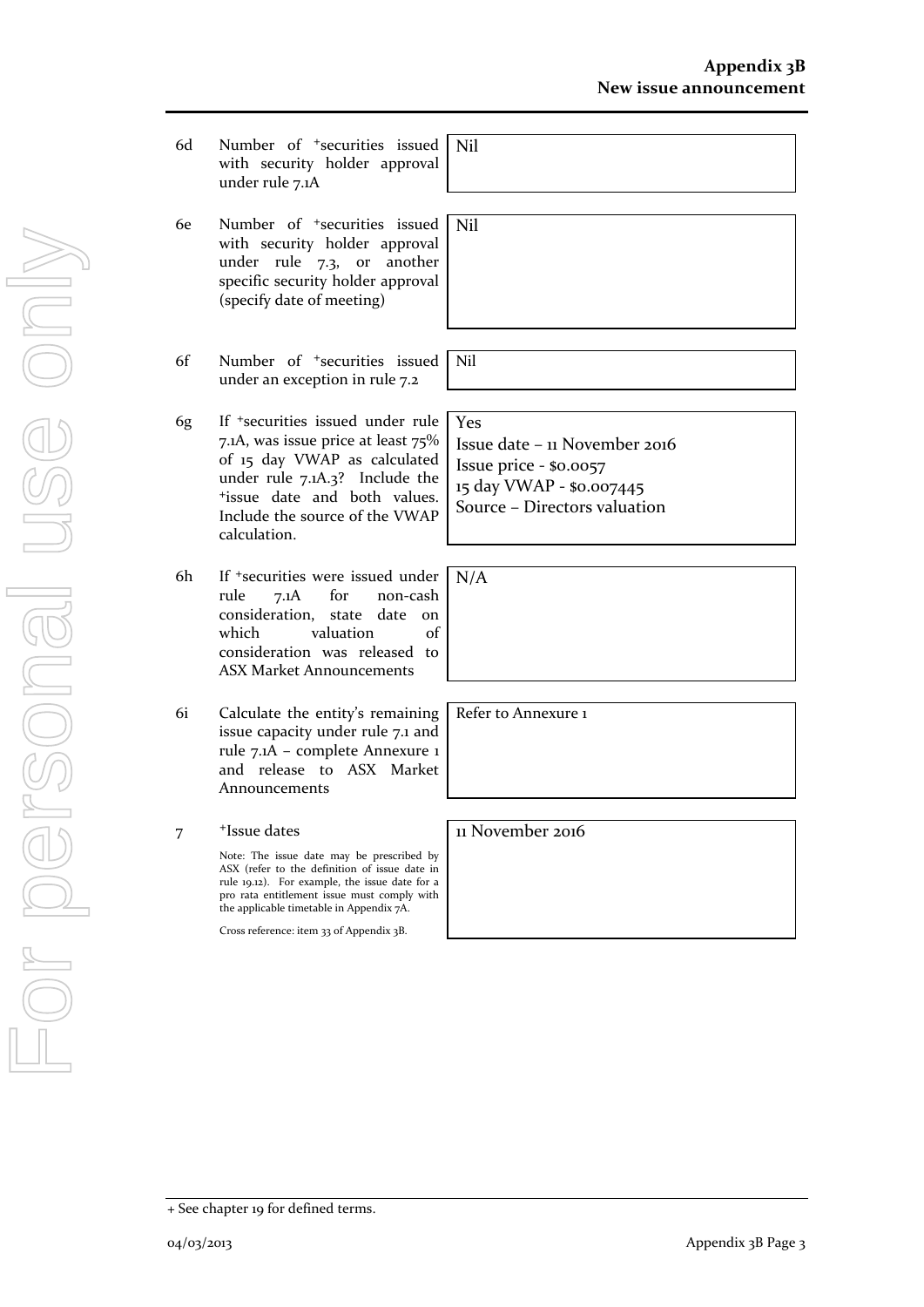| | | |
|---|---|---|
| 6d | Number of +securities issued with security holder approval under rule 7.1A | Nil |
| 6e | Number of +securities issued with security holder approval under rule 7.3, or another specific security holder approval (specify date of meeting) | Nil |
| 6f | Number of +securities issued under an exception in rule 7.2 | Nil |
| 6g | If +securities issued under rule 7.1A, was issue price at least 75% of 15 day VWAP as calculated under rule 7.1A.3? Include the +issue date and both values. Include the source of the VWAP calculation. | Yes<br>Issue date – 11 November 2016<br>Issue price - $0.0057<br>15 day VWAP - $0.007445<br>Source – Directors valuation |
| 6h | If +securities were issued under rule 7.1A for non-cash consideration, state date on which valuation of consideration was released to ASX Market Announcements | N/A |
| 6i | Calculate the entity's remaining issue capacity under rule 7.1 and rule 7.1A – complete Annexure 1 and release to ASX Market Announcements | Refer to Annexure 1 |
| 7 | +Issue dates<br><br>Note: The issue date may be prescribed by ASX (refer to the definition of issue date in rule 19.12). For example, the issue date for a pro rata entitlement issue must comply with the applicable timetable in Appendix 7A.<br><br>Cross reference: item 33 of Appendix 3B. | 11 November 2016 |

+ See chapter 19 for defined terms.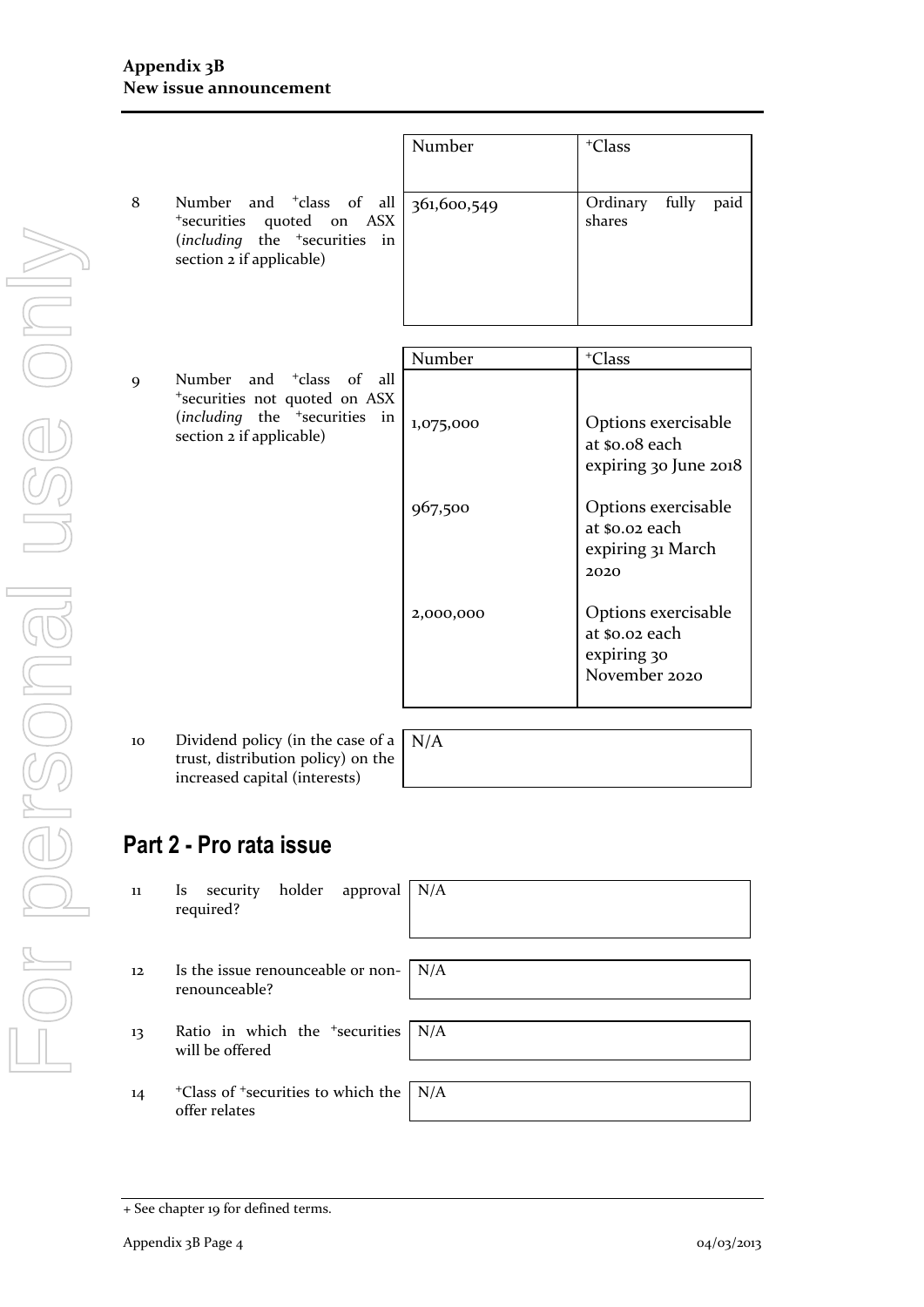| | | Number | +Class |
|---|---|---|---|
| 8 | Number and +class of all +securities quoted on ASX (*including* the +securities in section 2 if applicable) | 361,600,549 | Ordinary fully paid shares |

| | | Number | +Class |
|---|---|---|---|
| 9 | Number and +class of all +securities not quoted on ASX (*including* the +securities in section 2 if applicable) | 1,075,000 | Options exercisable at $0.08 each expiring 30 June 2018 |
| | | 967,500 | Options exercisable at $0.02 each expiring 31 March 2020 |
| | | 2,000,000 | Options exercisable at $0.02 each expiring 30 November 2020 |

| | | |
|---|---|---|
| 10 | Dividend policy (in the case of a trust, distribution policy) on the increased capital (interests) | N/A |

## Part 2 - Pro rata issue

| | | |
|---|---|---|
| 11 | Is security holder approval required? | N/A |
| 12 | Is the issue renounceable or non-renounceable? | N/A |
| 13 | Ratio in which the +securities will be offered | N/A |
| 14 | +Class of +securities to which the offer relates | N/A |

+ See chapter 19 for defined terms.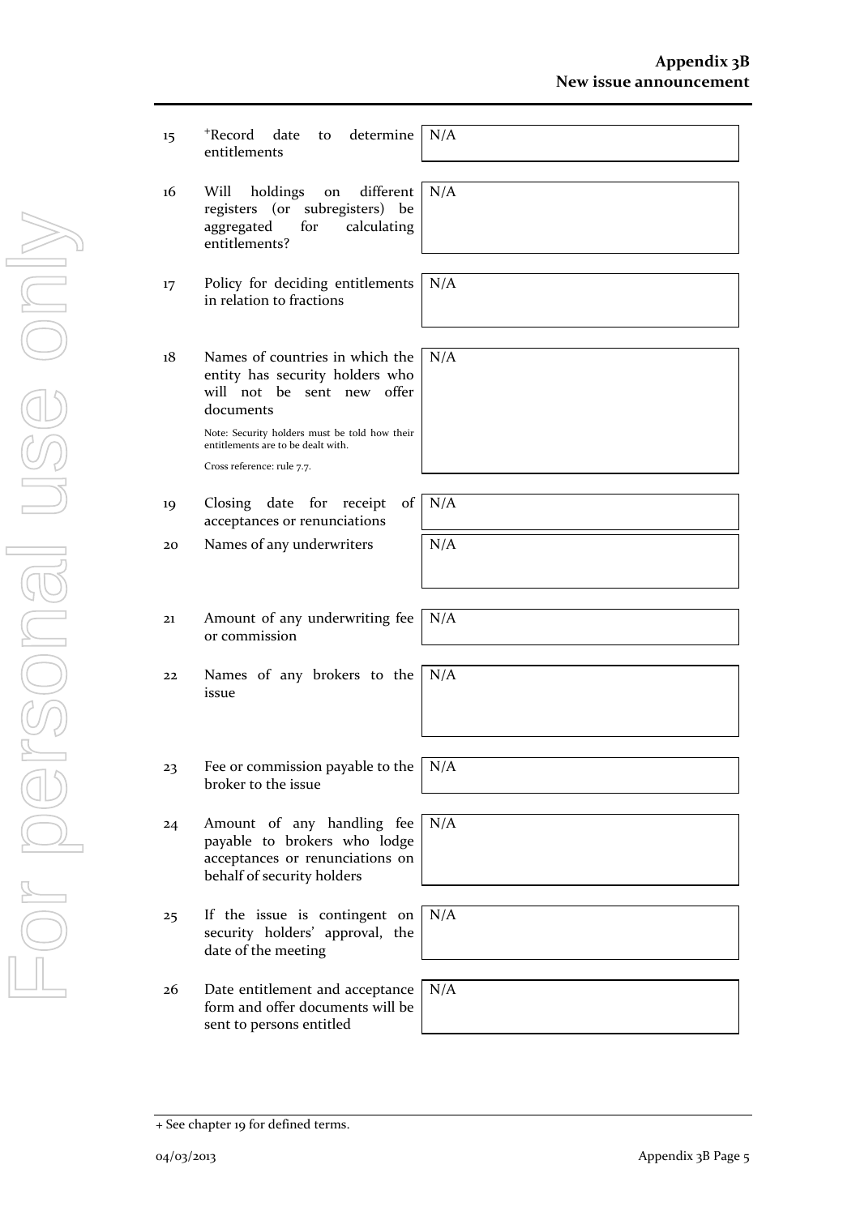| | | |
|---|---|---|
| 15 | +Record date to determine entitlements | N/A |
| 16 | Will holdings on different registers (or subregisters) be aggregated for calculating entitlements? | N/A |
| 17 | Policy for deciding entitlements in relation to fractions | N/A |
| 18 | Names of countries in which the entity has security holders who will not be sent new offer documents<br><br>Note: Security holders must be told how their entitlements are to be dealt with.<br><br>Cross reference: rule 7.7. | N/A |
| 19 | Closing date for receipt of acceptances or renunciations | N/A |
| 20 | Names of any underwriters | N/A |
| 21 | Amount of any underwriting fee or commission | N/A |
| 22 | Names of any brokers to the issue | N/A |
| 23 | Fee or commission payable to the broker to the issue | N/A |
| 24 | Amount of any handling fee payable to brokers who lodge acceptances or renunciations on behalf of security holders | N/A |
| 25 | If the issue is contingent on security holders' approval, the date of the meeting | N/A |
| 26 | Date entitlement and acceptance form and offer documents will be sent to persons entitled | N/A |

+ See chapter 19 for defined terms.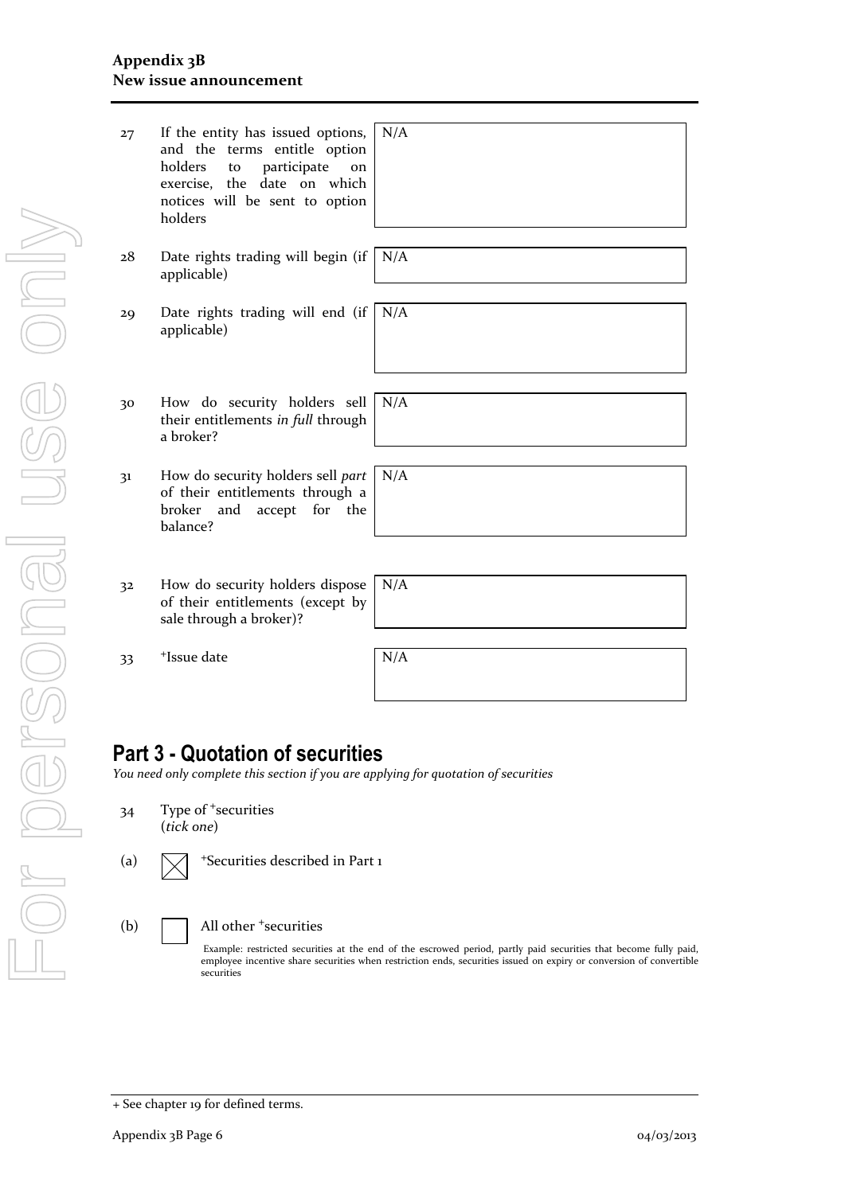| | | |
|---|---|---|
| 27 | If the entity has issued options, and the terms entitle option holders to participate on exercise, the date on which notices will be sent to option holders | N/A |
| 28 | Date rights trading will begin (if applicable) | N/A |
| 29 | Date rights trading will end (if applicable) | N/A |
| 30 | How do security holders sell their entitlements *in full* through a broker? | N/A |
| 31 | How do security holders sell *part* of their entitlements through a broker and accept for the balance? | N/A |
| 32 | How do security holders dispose of their entitlements (except by sale through a broker)? | N/A |
| 33 | +Issue date | N/A |

## Part 3 - Quotation of securities

*You need only complete this section if you are applying for quotation of securities*

34 Type of +securities
(*tick one*)

(a) ☒ +Securities described in Part 1

(b) ☐ All other +securities

Example: restricted securities at the end of the escrowed period, partly paid securities that become fully paid, employee incentive share securities when restriction ends, securities issued on expiry or conversion of convertible securities

+ See chapter 19 for defined terms.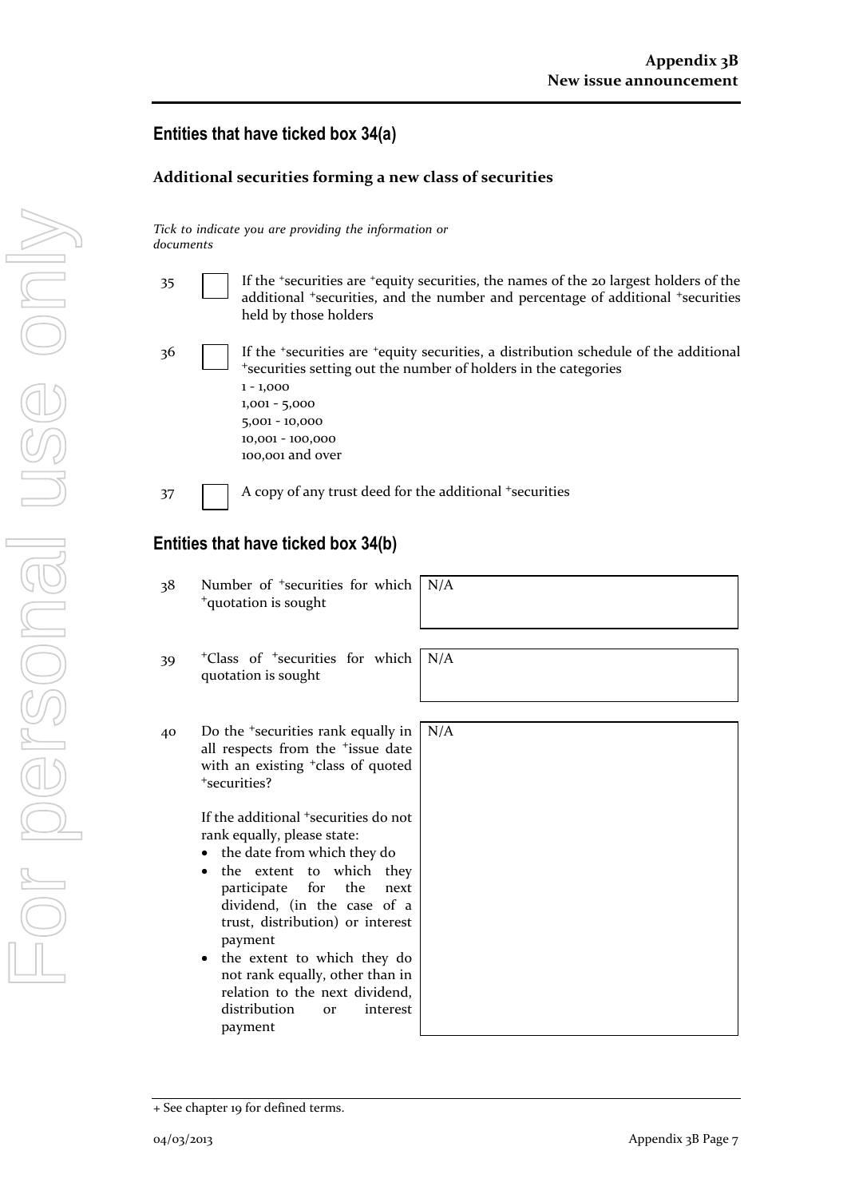## Entities that have ticked box 34(a)

### Additional securities forming a new class of securities

*Tick to indicate you are providing the information or documents*

35 ☐ If the +securities are +equity securities, the names of the 20 largest holders of the additional +securities, and the number and percentage of additional +securities held by those holders

36 ☐ If the +securities are +equity securities, a distribution schedule of the additional +securities setting out the number of holders in the categories
1 - 1,000
1,001 - 5,000
5,001 - 10,000
10,001 - 100,000
100,001 and over

37 ☐ A copy of any trust deed for the additional +securities

## Entities that have ticked box 34(b)

| | | |
|---|---|---|
| 38 | Number of +securities for which +quotation is sought | N/A |
| 39 | +Class of +securities for which quotation is sought | N/A |
| 40 | Do the +securities rank equally in all respects from the +issue date with an existing +class of quoted +securities?<br><br>If the additional +securities do not rank equally, please state:<br>• the date from which they do<br>• the extent to which they participate for the next dividend, (in the case of a trust, distribution) or interest payment<br>• the extent to which they do not rank equally, other than in relation to the next dividend, distribution or interest payment | N/A |

+ See chapter 19 for defined terms.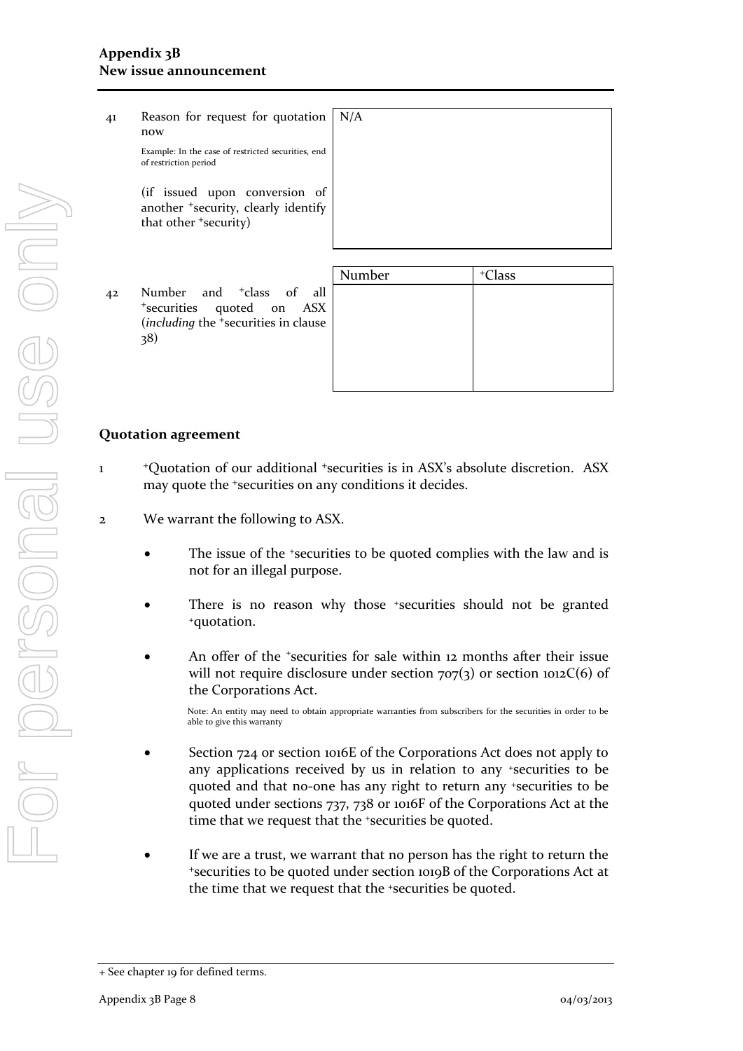| | | |
|---|---|---|
| 41 | Reason for request for quotation now<br><br>Example: In the case of restricted securities, end of restriction period<br><br>(if issued upon conversion of another +security, clearly identify that other +security) | N/A |

| | | Number | +Class |
|---|---|---|---|
| 42 | Number and +class of all +securities quoted on ASX (*including* the +securities in clause 38) | | |

## Quotation agreement

1 +Quotation of our additional +securities is in ASX's absolute discretion. ASX may quote the +securities on any conditions it decides.

2 We warrant the following to ASX.

- The issue of the +securities to be quoted complies with the law and is not for an illegal purpose.
- There is no reason why those +securities should not be granted +quotation.
- An offer of the +securities for sale within 12 months after their issue will not require disclosure under section 707(3) or section 1012C(6) of the Corporations Act.

  Note: An entity may need to obtain appropriate warranties from subscribers for the securities in order to be able to give this warranty

- Section 724 or section 1016E of the Corporations Act does not apply to any applications received by us in relation to any +securities to be quoted and that no-one has any right to return any +securities to be quoted under sections 737, 738 or 1016F of the Corporations Act at the time that we request that the +securities be quoted.
- If we are a trust, we warrant that no person has the right to return the +securities to be quoted under section 1019B of the Corporations Act at the time that we request that the +securities be quoted.

+ See chapter 19 for defined terms.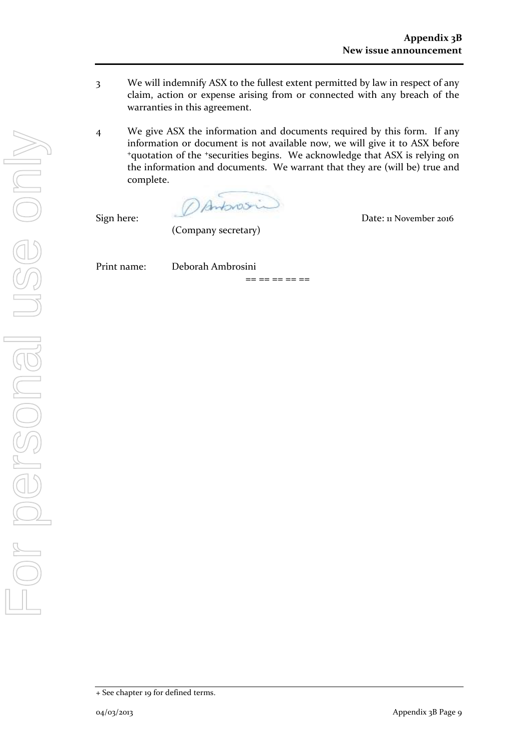3 We will indemnify ASX to the fullest extent permitted by law in respect of any claim, action or expense arising from or connected with any breach of the warranties in this agreement.

4 We give ASX the information and documents required by this form. If any information or document is not available now, we will give it to ASX before +quotation of the +securities begins. We acknowledge that ASX is relying on the information and documents. We warrant that they are (will be) true and complete.

Sign here: (Company secretary) Date: 11 November 2016

Print name: Deborah Ambrosini

== == == == ==

+ See chapter 19 for defined terms.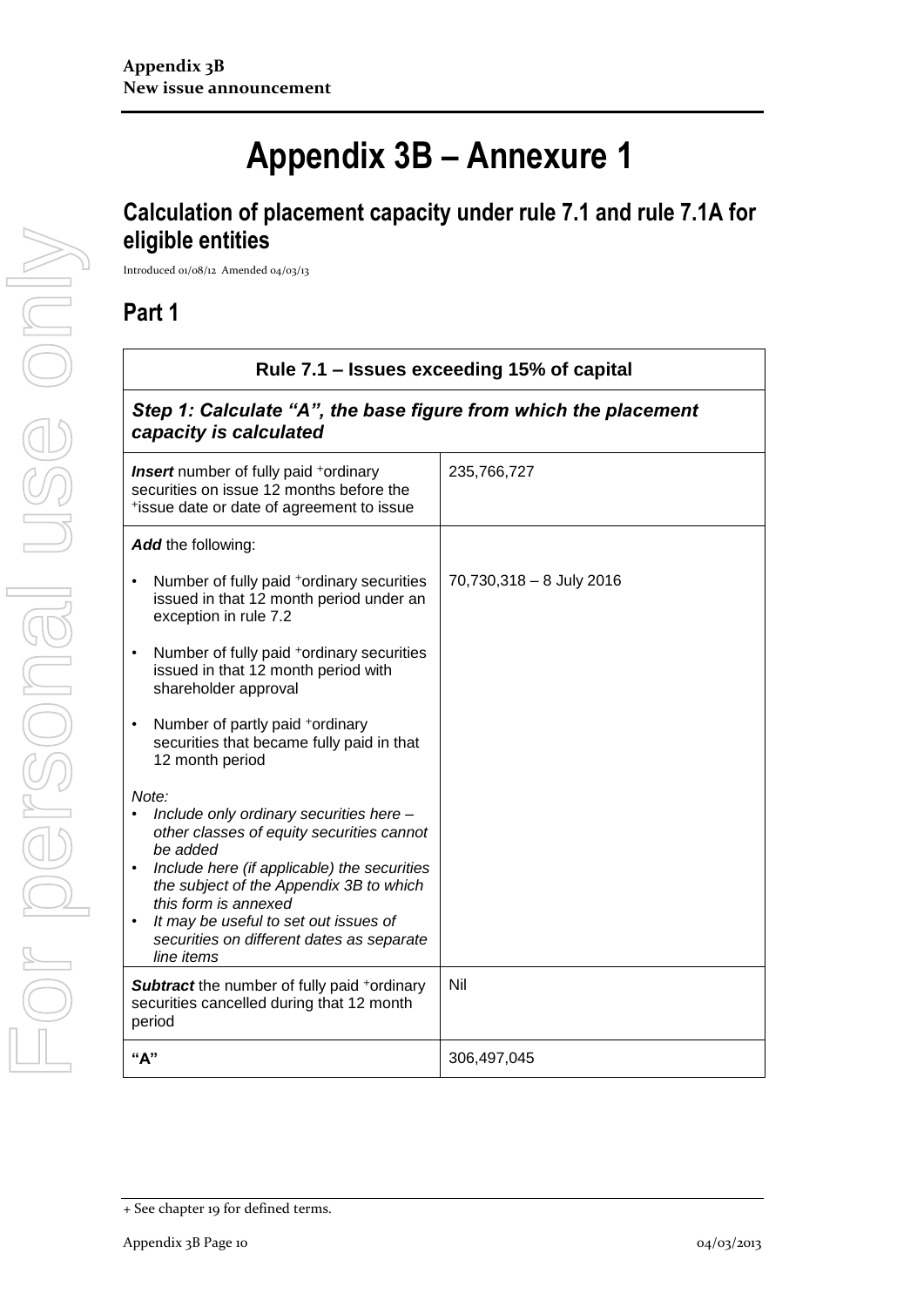# Appendix 3B – Annexure 1

## Calculation of placement capacity under rule 7.1 and rule 7.1A for eligible entities

Introduced 01/08/12 Amended 04/03/13

## Part 1

| Rule 7.1 – Issues exceeding 15% of capital | |
|---|---|
| ***Step 1: Calculate "A", the base figure from which the placement capacity is calculated*** | |
| ***Insert*** number of fully paid +ordinary securities on issue 12 months before the +issue date or date of agreement to issue | 235,766,727 |
| ***Add*** the following:<br>• Number of fully paid +ordinary securities issued in that 12 month period under an exception in rule 7.2<br>• Number of fully paid +ordinary securities issued in that 12 month period with shareholder approval<br>• Number of partly paid +ordinary securities that became fully paid in that 12 month period<br>*Note:*<br>• *Include only ordinary securities here – other classes of equity securities cannot be added*<br>• *Include here (if applicable) the securities the subject of the Appendix 3B to which this form is annexed*<br>• *It may be useful to set out issues of securities on different dates as separate line items* | 70,730,318 – 8 July 2016 |
| ***Subtract*** the number of fully paid +ordinary securities cancelled during that 12 month period | Nil |
| **"A"** | 306,497,045 |

+ See chapter 19 for defined terms.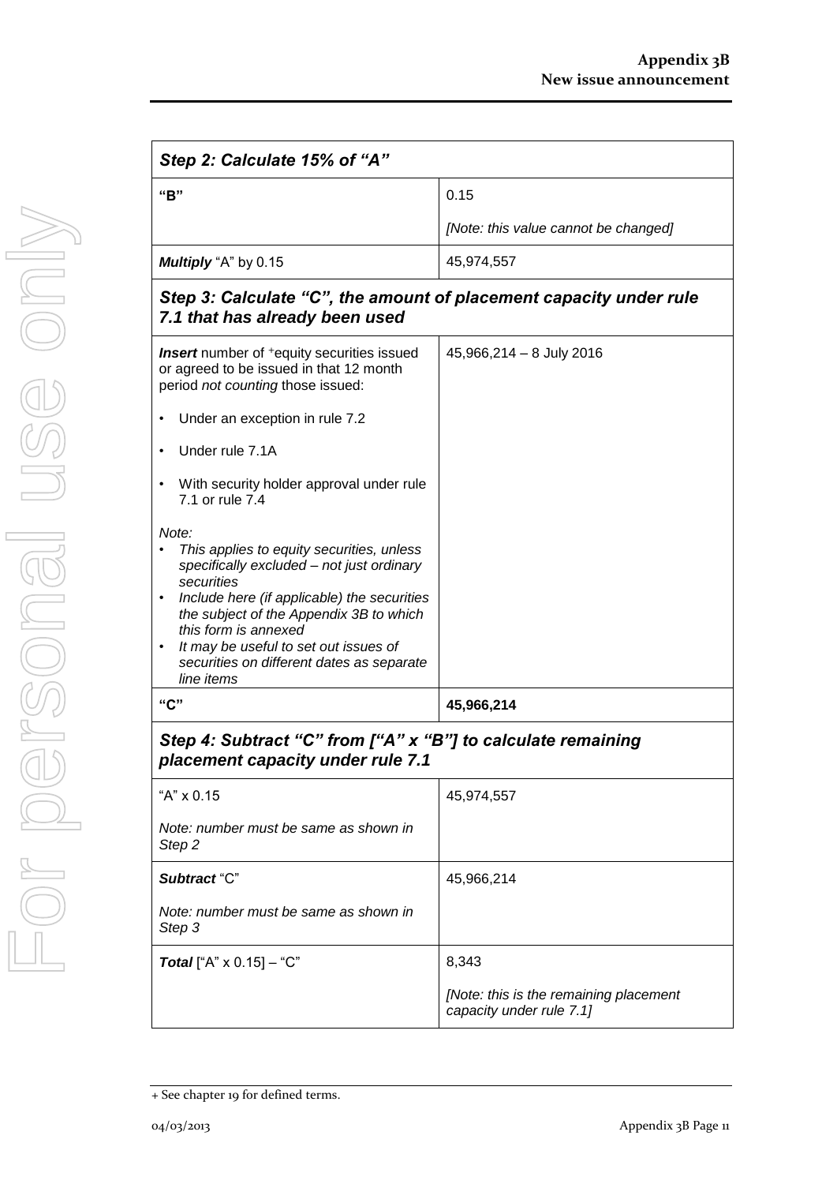## Step 2: Calculate 15% of "A"

| | |
|---|---|
| **"B"** | 0.15<br><br>*[Note: this value cannot be changed]* |
| ***Multiply*** "A" by 0.15 | 45,974,557 |

## Step 3: Calculate "C", the amount of placement capacity under rule 7.1 that has already been used

| | |
|---|---|
| ***Insert*** number of +equity securities issued or agreed to be issued in that 12 month period *not counting* those issued:<br><br>• Under an exception in rule 7.2<br><br>• Under rule 7.1A<br><br>• With security holder approval under rule 7.1 or rule 7.4<br><br>*Note:*<br>• *This applies to equity securities, unless specifically excluded – not just ordinary securities*<br>• *Include here (if applicable) the securities the subject of the Appendix 3B to which this form is annexed*<br>• *It may be useful to set out issues of securities on different dates as separate line items* | 45,966,214 – 8 July 2016 |
| **"C"** | **45,966,214** |

## Step 4: Subtract "C" from ["A" x "B"] to calculate remaining placement capacity under rule 7.1

| | |
|---|---|
| "A" x 0.15<br><br>*Note: number must be same as shown in Step 2* | 45,974,557 |
| ***Subtract*** "C"<br><br>*Note: number must be same as shown in Step 3* | 45,966,214 |
| ***Total*** ["A" x 0.15] – "C" | 8,343<br><br>*[Note: this is the remaining placement capacity under rule 7.1]* |

+ See chapter 19 for defined terms.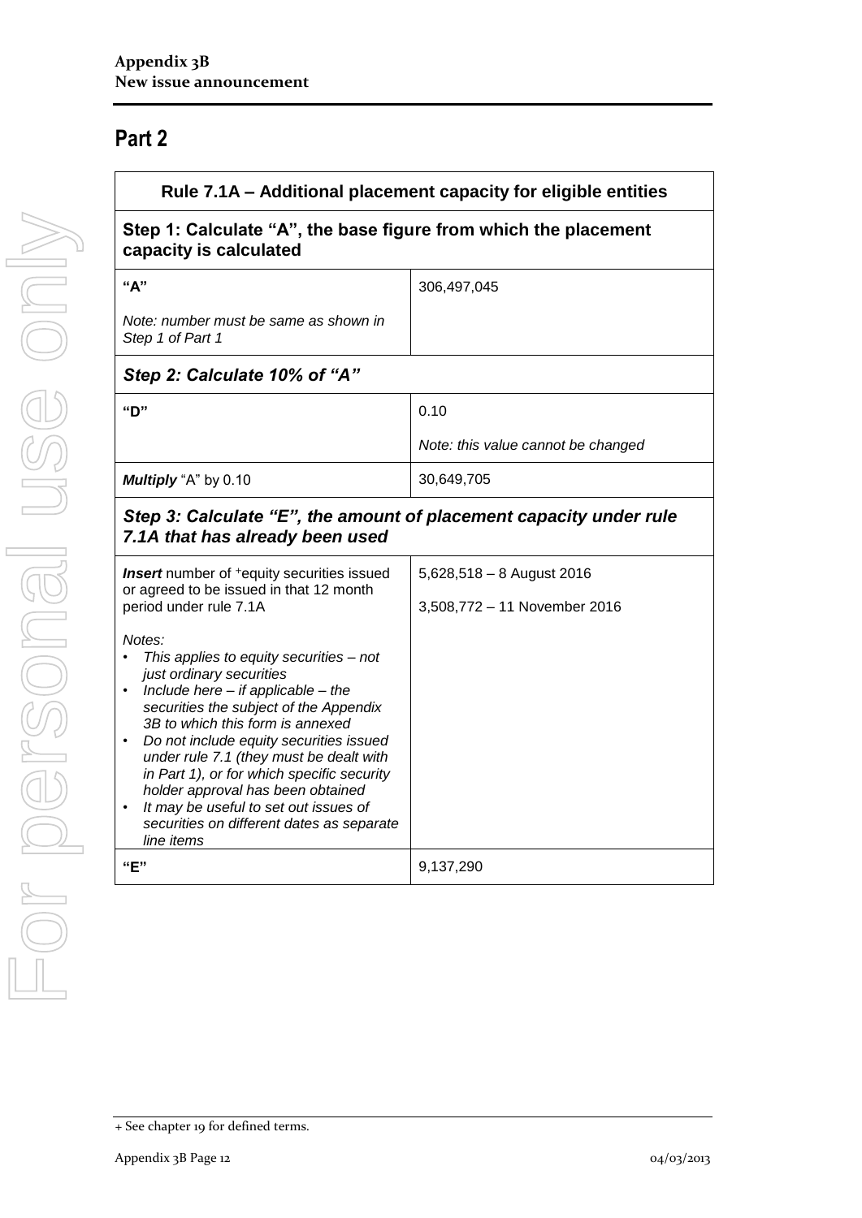## Part 2

| Rule 7.1A – Additional placement capacity for eligible entities | |
|---|---|
| **Step 1: Calculate "A", the base figure from which the placement capacity is calculated** | |
| **"A"**<br><br>*Note: number must be same as shown in Step 1 of Part 1* | 306,497,045 |
| ***Step 2: Calculate 10% of "A"*** | |
| **"D"** | 0.10<br><br>*Note: this value cannot be changed* |
| ***Multiply*** "A" by 0.10 | 30,649,705 |
| ***Step 3: Calculate "E", the amount of placement capacity under rule 7.1A that has already been used*** | |
| ***Insert*** number of +equity securities issued or agreed to be issued in that 12 month period under rule 7.1A<br><br>*Notes:*<br>• *This applies to equity securities – not just ordinary securities*<br>• *Include here – if applicable – the securities the subject of the Appendix 3B to which this form is annexed*<br>• *Do not include equity securities issued under rule 7.1 (they must be dealt with in Part 1), or for which specific security holder approval has been obtained*<br>• *It may be useful to set out issues of securities on different dates as separate line items* | 5,628,518 – 8 August 2016<br><br>3,508,772 – 11 November 2016 |
| **"E"** | 9,137,290 |

+ See chapter 19 for defined terms.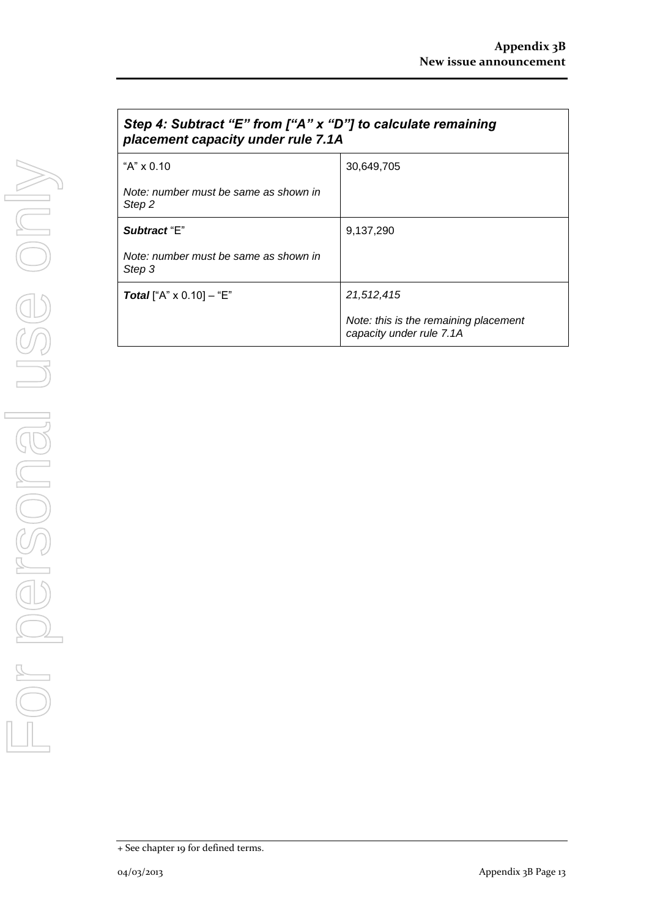| *Step 4: Subtract "E" from ["A" x "D"] to calculate remaining placement capacity under rule 7.1A* | |
| --- | --- |
| "A" x 0.10<br><br>*Note: number must be same as shown in Step 2* | 30,649,705 |
| ***Subtract*** "E"<br><br>*Note: number must be same as shown in Step 3* | 9,137,290 |
| ***Total*** ["A" x 0.10] – "E" | *21,512,415*<br><br>*Note: this is the remaining placement capacity under rule 7.1A* |

+ See chapter 19 for defined terms.